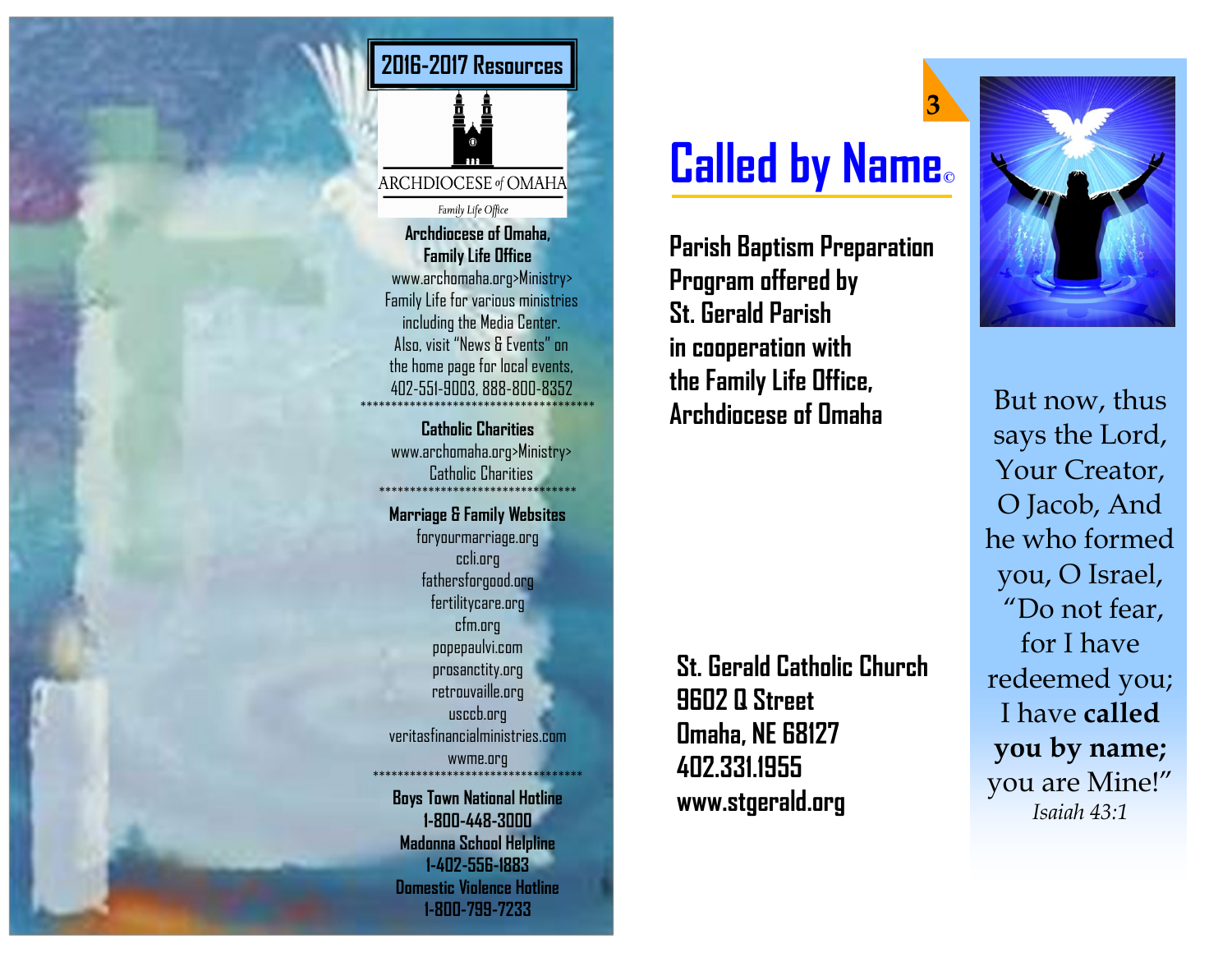## 2016-2017 Resources

ARCHDIOCESE of OMAHA

*Family Life Office*

**Archdiocese of Omaha, Family Life Office**

www.archomaha.org>Ministry> Family Life for various ministries including the Media Center. Also, visit "News & Events" on the home page for local events, 402-551-9003, 888-800-8352

**************************************

**Catholic Charities**

www.archomaha.org>Ministry> Catholic Charities

********************************

**Marriage & Family Websites**

foryourmarriage.org
ccli.org
fathersforgood.org
fertilitycare.org
cfm.org
popepaulvi.com
prosanctity.org
retrouvaille.org
usccb.org
veritasfinancialministries.com
wwme.org

**********************************

**Boys Town National Hotline**
**1-800-448-3000**
**Madonna School Helpline**
**1-402-556-1883**
**Domestic Violence Hotline**
**1-800-799-7233**

# Called by Name©

**Parish Baptism Preparation Program offered by St. Gerald Parish in cooperation with the Family Life Office, Archdiocese of Omaha**

**St. Gerald Catholic Church**
**9602 Q Street**
**Omaha, NE 68127**
**402.331.1955**
**www.stgerald.org**

But now, thus says the Lord, Your Creator, O Jacob, And he who formed you, O Israel, "Do not fear, for I have redeemed you; I have **called you by name;** you are Mine!"
*Isaiah 43:1*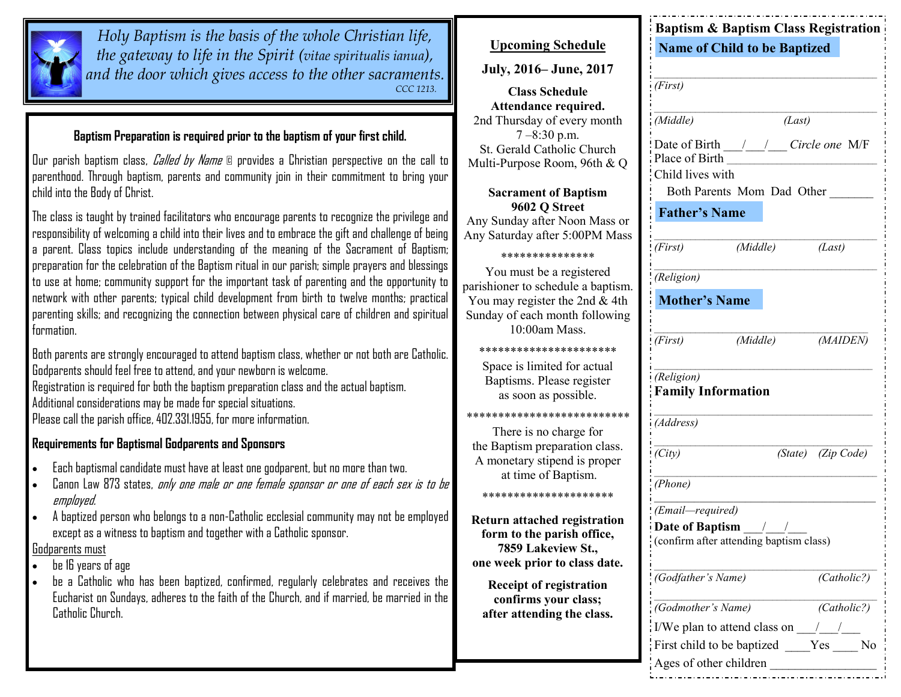*Holy Baptism is the basis of the whole Christian life, the gateway to life in the Spirit (vitae spiritualis ianua), and the door which gives access to the other sacraments.*
CCC 1213.

**Baptism Preparation is required prior to the baptism of your first child.**

Our parish baptism class, *Called by Name* © provides a Christian perspective on the call to parenthood. Through baptism, parents and community join in their commitment to bring your child into the Body of Christ.

The class is taught by trained facilitators who encourage parents to recognize the privilege and responsibility of welcoming a child into their lives and to embrace the gift and challenge of being a parent. Class topics include understanding of the meaning of the Sacrament of Baptism; preparation for the celebration of the Baptism ritual in our parish; simple prayers and blessings to use at home; community support for the important task of parenting and the opportunity to network with other parents; typical child development from birth to twelve months; practical parenting skills; and recognizing the connection between physical care of children and spiritual formation.

Both parents are strongly encouraged to attend baptism class, whether or not both are Catholic. Godparents should feel free to attend, and your newborn is welcome.
Registration is required for both the baptism preparation class and the actual baptism.
Additional considerations may be made for special situations.
Please call the parish office, 402.331.1955, for more information.

**Requirements for Baptismal Godparents and Sponsors**

- Each baptismal candidate must have at least one godparent, but no more than two.
- Canon Law 873 states, *only one male or one female sponsor or one of each sex is to be employed.*
- A baptized person who belongs to a non-Catholic ecclesial community may not be employed except as a witness to baptism and together with a Catholic sponsor.

Godparents must

- be 16 years of age
- be a Catholic who has been baptized, confirmed, regularly celebrates and receives the Eucharist on Sundays, adheres to the faith of the Church, and if married, be married in the Catholic Church.

**Upcoming Schedule**

**July, 2016– June, 2017**

**Class Schedule**
**Attendance required.**
2nd Thursday of every month
7 –8:30 p.m.
St. Gerald Catholic Church
Multi-Purpose Room, 96th & Q

**Sacrament of Baptism**
**9602 Q Street**
Any Sunday after Noon Mass or
Any Saturday after 5:00PM Mass

***************

You must be a registered parishioner to schedule a baptism. You may register the 2nd & 4th Sunday of each month following 10:00am Mass.

*********************

Space is limited for actual Baptisms. Please register as soon as possible.

*************************

There is no charge for the Baptism preparation class. A monetary stipend is proper at time of Baptism.

********************

**Return attached registration form to the parish office, 7859 Lakeview St., one week prior to class date.**

**Receipt of registration confirms your class; after attending the class.**

## Baptism & Baptism Class Registration

**Name of Child to be Baptized**

______________________________
*(First)*

______________________________
*(Middle)* *(Last)*

Date of Birth ___/___/___ *Circle one* M/F
Place of Birth ______________________
Child lives with
Both Parents Mom Dad Other _______

**Father's Name**

______________________________
*(First)* *(Middle)* *(Last)*

______________________________
*(Religion)*

**Mother's Name**

______________________________
*(First)* *(Middle)* *(MAIDEN)*

______________________________
*(Religion)*

**Family Information**

______________________________
*(Address)*

______________________________
*(City)* *(State)* *(Zip Code)*

______________________________
*(Phone)*

______________________________
*(Email—required)*

**Date of Baptism** ___/___/___
(confirm after attending baptism class)

______________________________
*(Godfather's Name)* *(Catholic?)*

______________________________
*(Godmother's Name)* *(Catholic?)*

I/We plan to attend class on ___/___/___
First child to be baptized ____Yes ____ No
Ages of other children ________________